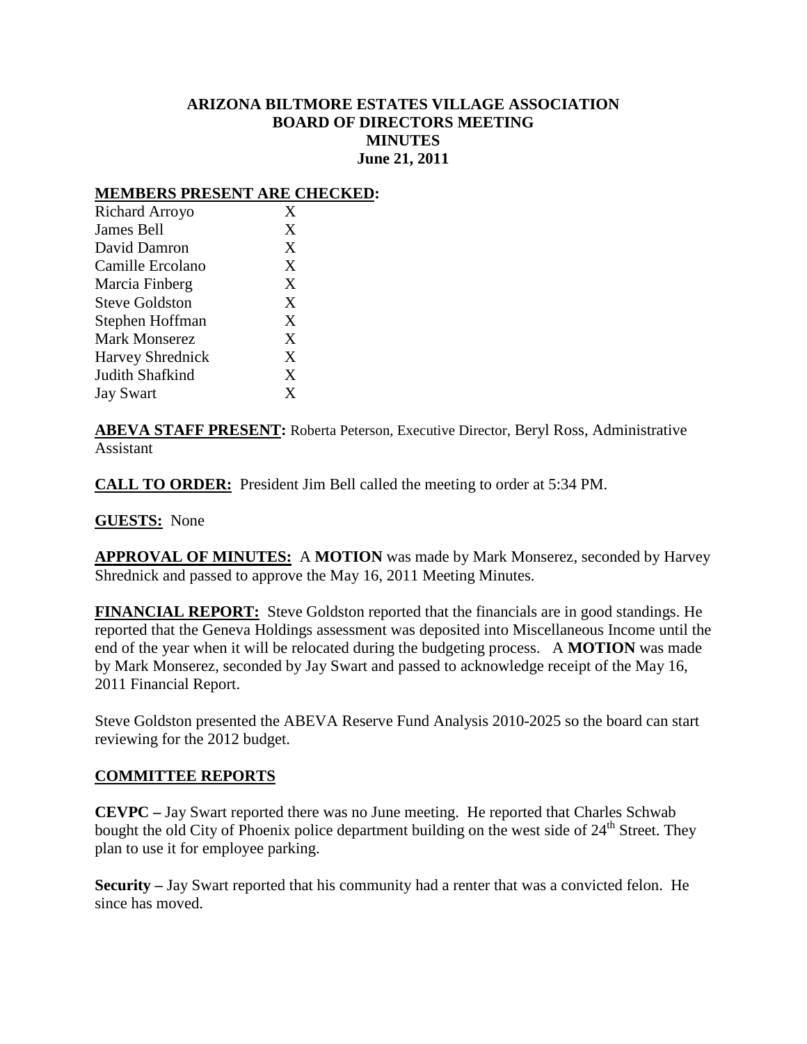# ARIZONA BILTMORE ESTATES VILLAGE ASSOCIATION
## BOARD OF DIRECTORS MEETING
## MINUTES
## June 21, 2011

**MEMBERS PRESENT ARE CHECKED:**

| | |
|---|---|
| Richard Arroyo | X |
| James Bell | X |
| David Damron | X |
| Camille Ercolano | X |
| Marcia Finberg | X |
| Steve Goldston | X |
| Stephen Hoffman | X |
| Mark Monserez | X |
| Harvey Shrednick | X |
| Judith Shafkind | X |
| Jay Swart | X |

**ABEVA STAFF PRESENT:** Roberta Peterson, Executive Director, Beryl Ross, Administrative Assistant

**CALL TO ORDER:** President Jim Bell called the meeting to order at 5:34 PM.

**GUESTS:** None

**APPROVAL OF MINUTES:** A **MOTION** was made by Mark Monserez, seconded by Harvey Shrednick and passed to approve the May 16, 2011 Meeting Minutes.

**FINANCIAL REPORT:** Steve Goldston reported that the financials are in good standings. He reported that the Geneva Holdings assessment was deposited into Miscellaneous Income until the end of the year when it will be relocated during the budgeting process. A **MOTION** was made by Mark Monserez, seconded by Jay Swart and passed to acknowledge receipt of the May 16, 2011 Financial Report.

Steve Goldston presented the ABEVA Reserve Fund Analysis 2010-2025 so the board can start reviewing for the 2012 budget.

## COMMITTEE REPORTS

**CEVPC –** Jay Swart reported there was no June meeting. He reported that Charles Schwab bought the old City of Phoenix police department building on the west side of 24th Street. They plan to use it for employee parking.

**Security –** Jay Swart reported that his community had a renter that was a convicted felon. He since has moved.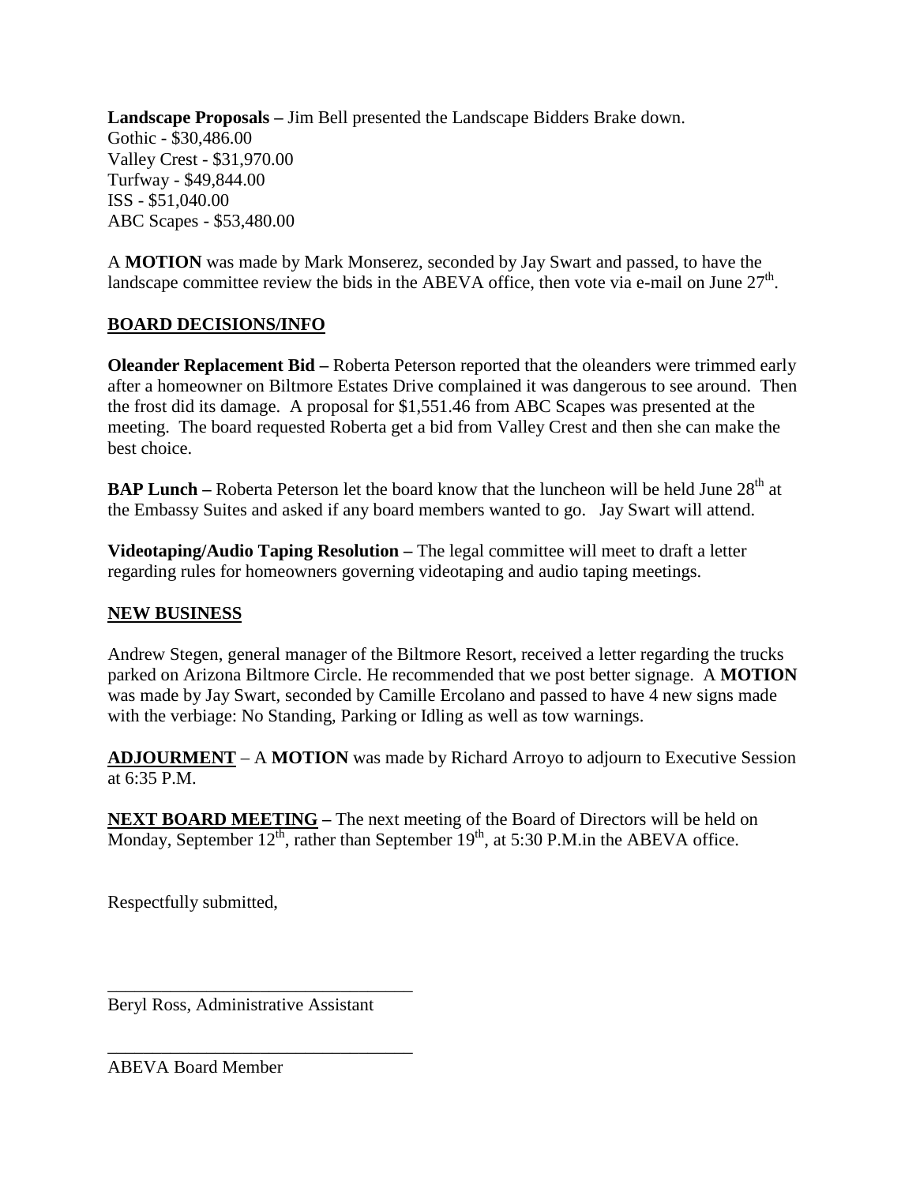**Landscape Proposals –** Jim Bell presented the Landscape Bidders Brake down.
Gothic - $30,486.00
Valley Crest - $31,970.00
Turfway - $49,844.00
ISS - $51,040.00
ABC Scapes - $53,480.00

A **MOTION** was made by Mark Monserez, seconded by Jay Swart and passed, to have the landscape committee review the bids in the ABEVA office, then vote via e-mail on June 27th.

## BOARD DECISIONS/INFO

**Oleander Replacement Bid –** Roberta Peterson reported that the oleanders were trimmed early after a homeowner on Biltmore Estates Drive complained it was dangerous to see around. Then the frost did its damage. A proposal for $1,551.46 from ABC Scapes was presented at the meeting. The board requested Roberta get a bid from Valley Crest and then she can make the best choice.

**BAP Lunch –** Roberta Peterson let the board know that the luncheon will be held June 28th at the Embassy Suites and asked if any board members wanted to go. Jay Swart will attend.

**Videotaping/Audio Taping Resolution –** The legal committee will meet to draft a letter regarding rules for homeowners governing videotaping and audio taping meetings.

## NEW BUSINESS

Andrew Stegen, general manager of the Biltmore Resort, received a letter regarding the trucks parked on Arizona Biltmore Circle. He recommended that we post better signage. A **MOTION** was made by Jay Swart, seconded by Camille Ercolano and passed to have 4 new signs made with the verbiage: No Standing, Parking or Idling as well as tow warnings.

**ADJOURMENT** – A **MOTION** was made by Richard Arroyo to adjourn to Executive Session at 6:35 P.M.

**NEXT BOARD MEETING –** The next meeting of the Board of Directors will be held on Monday, September 12th, rather than September 19th, at 5:30 P.M.in the ABEVA office.

Respectfully submitted,

___________________________________
Beryl Ross, Administrative Assistant

___________________________________
ABEVA Board Member